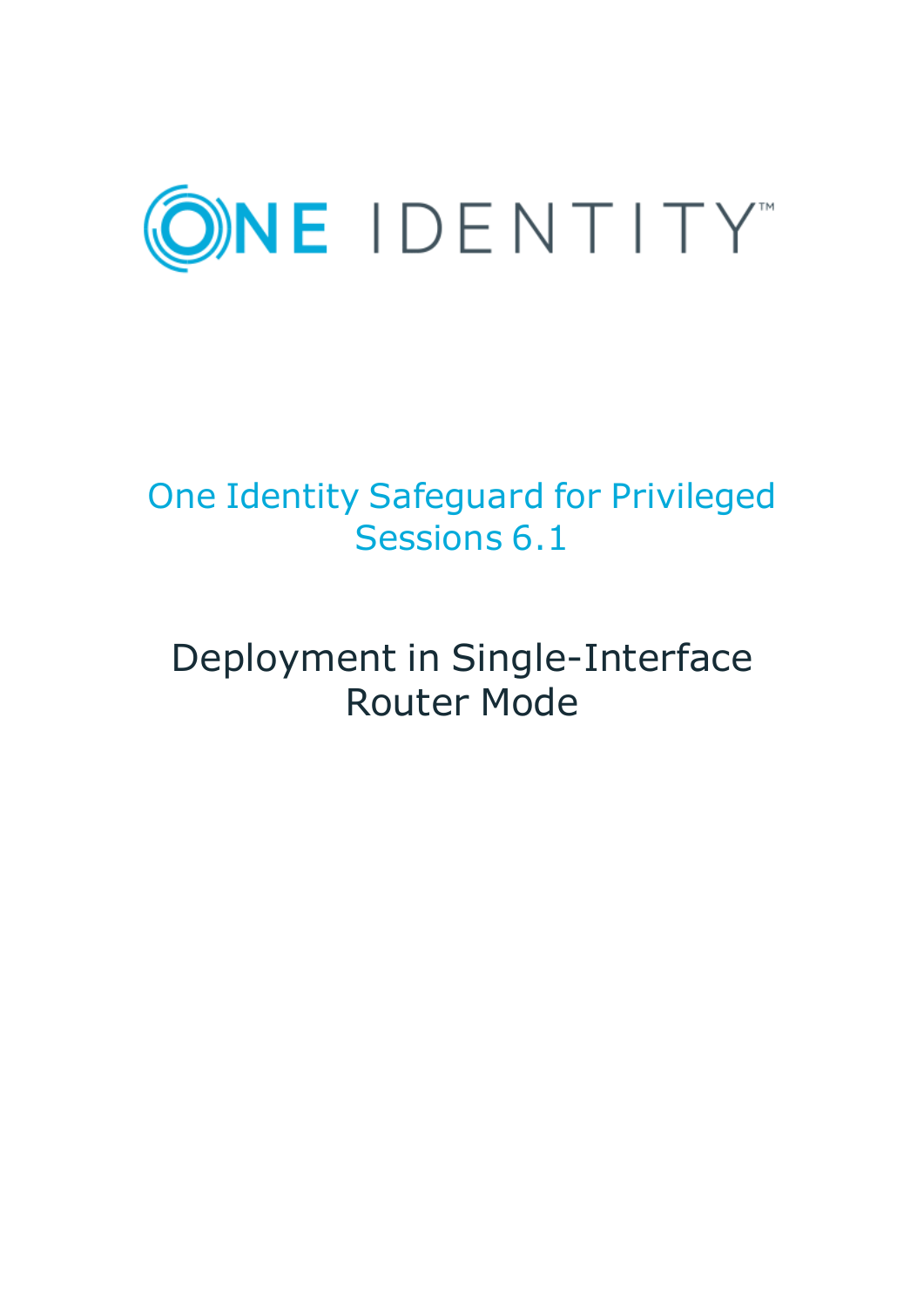ONE IDENTITY™

# One Identity Safeguard for Privileged Sessions 6.1

## Deployment in Single-Interface Router Mode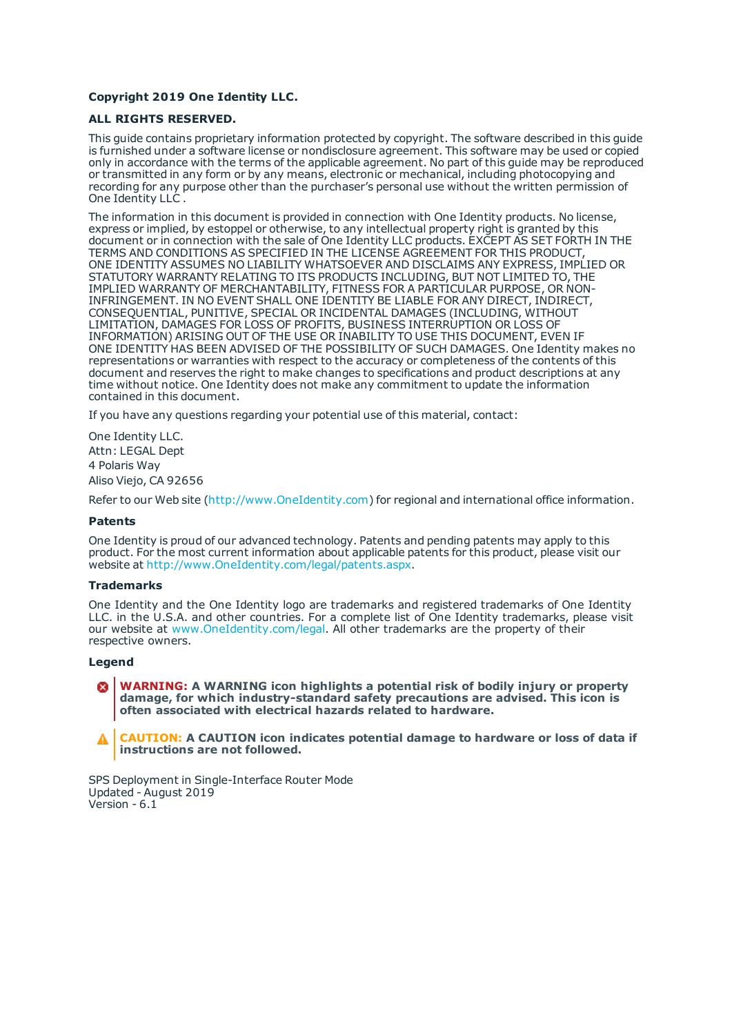**Copyright 2019 One Identity LLC.**

**ALL RIGHTS RESERVED.**

This guide contains proprietary information protected by copyright. The software described in this guide is furnished under a software license or nondisclosure agreement. This software may be used or copied only in accordance with the terms of the applicable agreement. No part of this guide may be reproduced or transmitted in any form or by any means, electronic or mechanical, including photocopying and recording for any purpose other than the purchaser’s personal use without the written permission of One Identity LLC .

The information in this document is provided in connection with One Identity products. No license, express or implied, by estoppel or otherwise, to any intellectual property right is granted by this document or in connection with the sale of One Identity LLC products. EXCEPT AS SET FORTH IN THE TERMS AND CONDITIONS AS SPECIFIED IN THE LICENSE AGREEMENT FOR THIS PRODUCT, ONE IDENTITY ASSUMES NO LIABILITY WHATSOEVER AND DISCLAIMS ANY EXPRESS, IMPLIED OR STATUTORY WARRANTY RELATING TO ITS PRODUCTS INCLUDING, BUT NOT LIMITED TO, THE IMPLIED WARRANTY OF MERCHANTABILITY, FITNESS FOR A PARTICULAR PURPOSE, OR NON-INFRINGEMENT. IN NO EVENT SHALL ONE IDENTITY BE LIABLE FOR ANY DIRECT, INDIRECT, CONSEQUENTIAL, PUNITIVE, SPECIAL OR INCIDENTAL DAMAGES (INCLUDING, WITHOUT LIMITATION, DAMAGES FOR LOSS OF PROFITS, BUSINESS INTERRUPTION OR LOSS OF INFORMATION) ARISING OUT OF THE USE OR INABILITY TO USE THIS DOCUMENT, EVEN IF ONE IDENTITY HAS BEEN ADVISED OF THE POSSIBILITY OF SUCH DAMAGES. One Identity makes no representations or warranties with respect to the accuracy or completeness of the contents of this document and reserves the right to make changes to specifications and product descriptions at any time without notice. One Identity does not make any commitment to update the information contained in this document.

If you have any questions regarding your potential use of this material, contact:

One Identity LLC.
Attn: LEGAL Dept
4 Polaris Way
Aliso Viejo, CA 92656

Refer to our Web site (http://www.OneIdentity.com) for regional and international office information.

**Patents**

One Identity is proud of our advanced technology. Patents and pending patents may apply to this product. For the most current information about applicable patents for this product, please visit our website at http://www.OneIdentity.com/legal/patents.aspx.

**Trademarks**

One Identity and the One Identity logo are trademarks and registered trademarks of One Identity LLC. in the U.S.A. and other countries. For a complete list of One Identity trademarks, please visit our website at www.OneIdentity.com/legal. All other trademarks are the property of their respective owners.

**Legend**

**WARNING: A WARNING icon highlights a potential risk of bodily injury or property damage, for which industry-standard safety precautions are advised. This icon is often associated with electrical hazards related to hardware.**

**CAUTION: A CAUTION icon indicates potential damage to hardware or loss of data if instructions are not followed.**

SPS Deployment in Single-Interface Router Mode
Updated - August 2019
Version - 6.1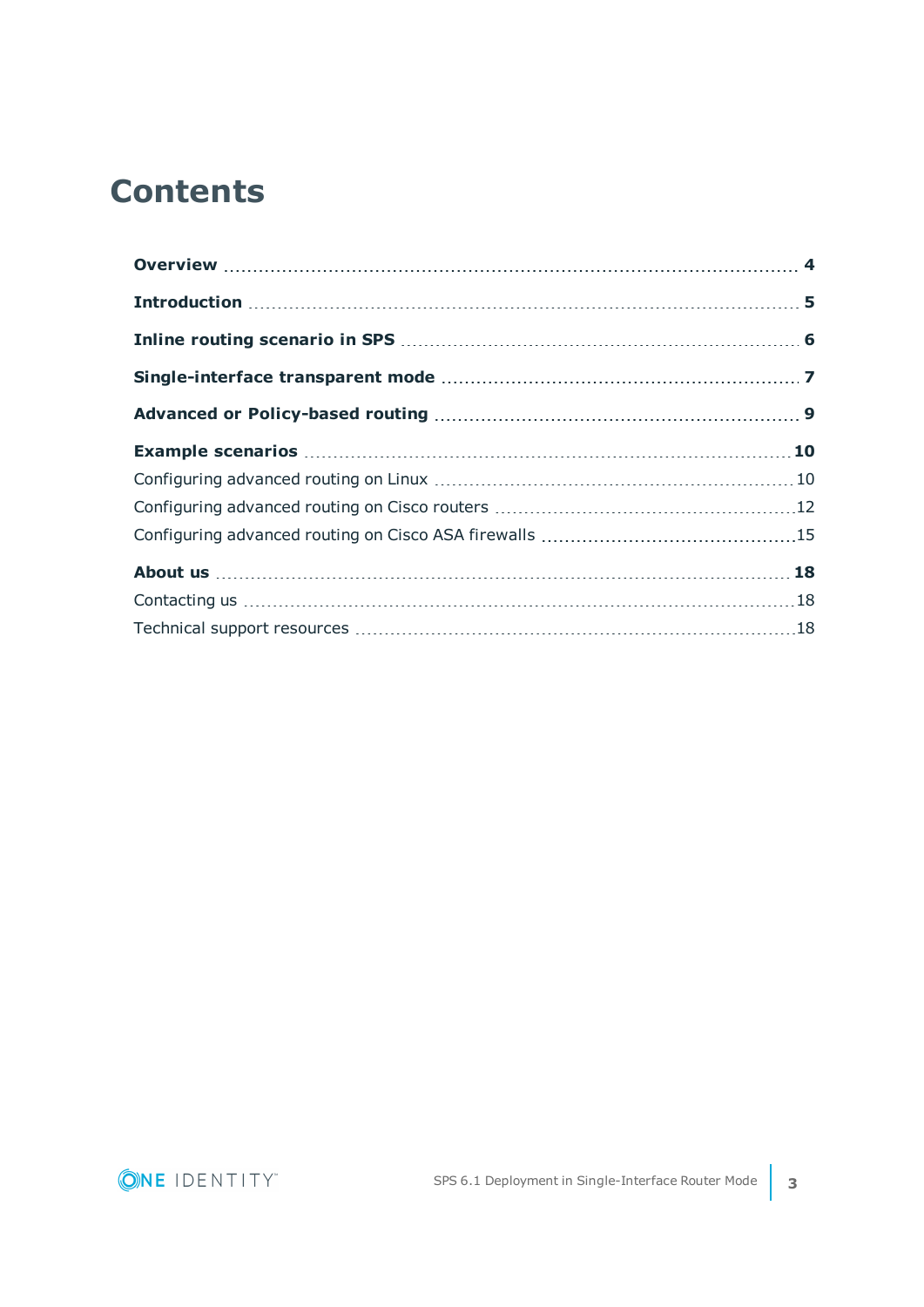# Contents

**Overview** 4

**Introduction** 5

**Inline routing scenario in SPS** 6

**Single-interface transparent mode** 7

**Advanced or Policy-based routing** 9

**Example scenarios** 10

- Configuring advanced routing on Linux 10
- Configuring advanced routing on Cisco routers 12
- Configuring advanced routing on Cisco ASA firewalls 15

**About us** 18

- Contacting us 18
- Technical support resources 18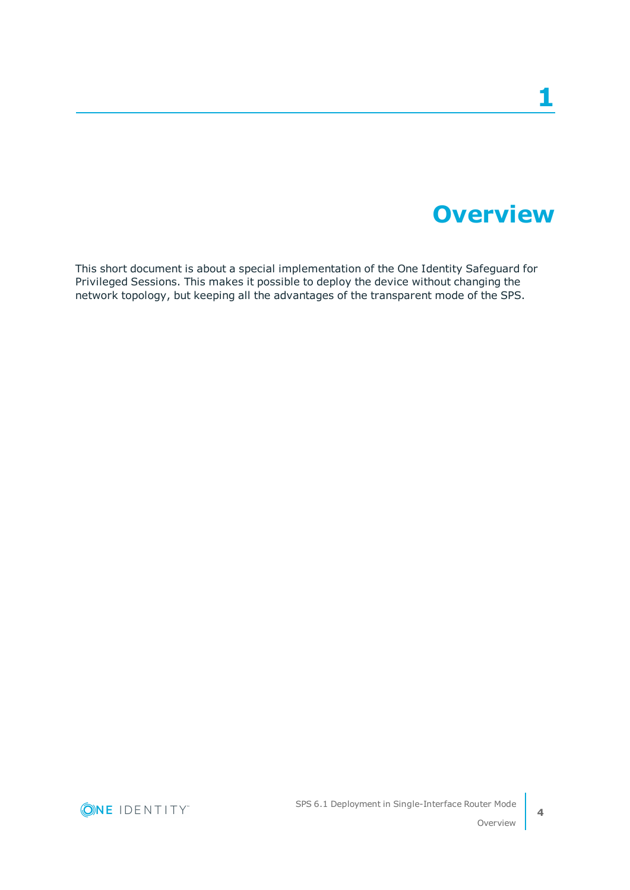# 1 Overview

This short document is about a special implementation of the One Identity Safeguard for Privileged Sessions. This makes it possible to deploy the device without changing the network topology, but keeping all the advantages of the transparent mode of the SPS.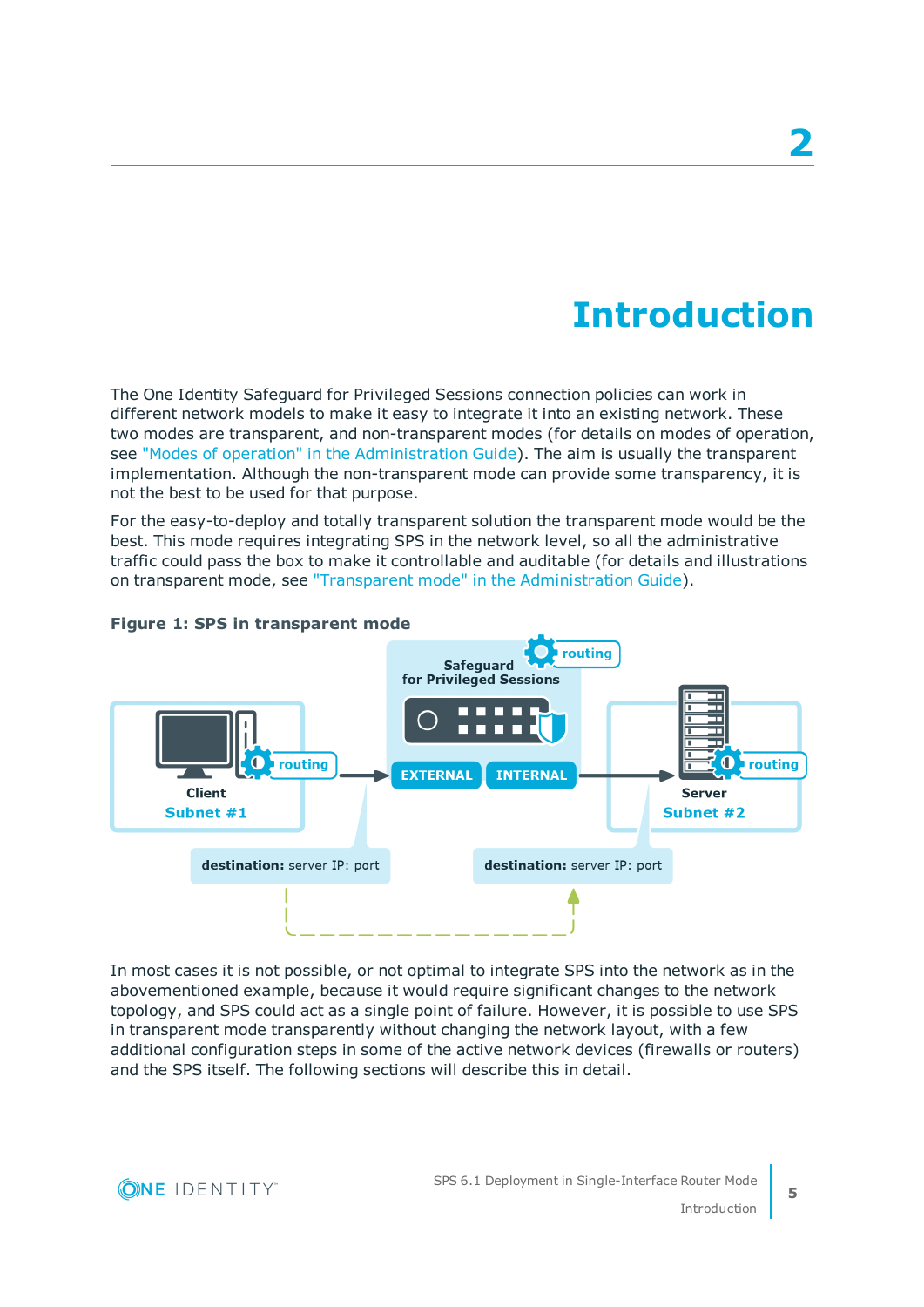# 2 Introduction

The One Identity Safeguard for Privileged Sessions connection policies can work in different network models to make it easy to integrate it into an existing network. These two modes are transparent, and non-transparent modes (for details on modes of operation, see "Modes of operation" in the Administration Guide). The aim is usually the transparent implementation. Although the non-transparent mode can provide some transparency, it is not the best to be used for that purpose.

For the easy-to-deploy and totally transparent solution the transparent mode would be the best. This mode requires integrating SPS in the network level, so all the administrative traffic could pass the box to make it controllable and auditable (for details and illustrations on transparent mode, see "Transparent mode" in the Administration Guide).

**Figure 1: SPS in transparent mode**

In most cases it is not possible, or not optimal to integrate SPS into the network as in the abovementioned example, because it would require significant changes to the network topology, and SPS could act as a single point of failure. However, it is possible to use SPS in transparent mode transparently without changing the network layout, with a few additional configuration steps in some of the active network devices (firewalls or routers) and the SPS itself. The following sections will describe this in detail.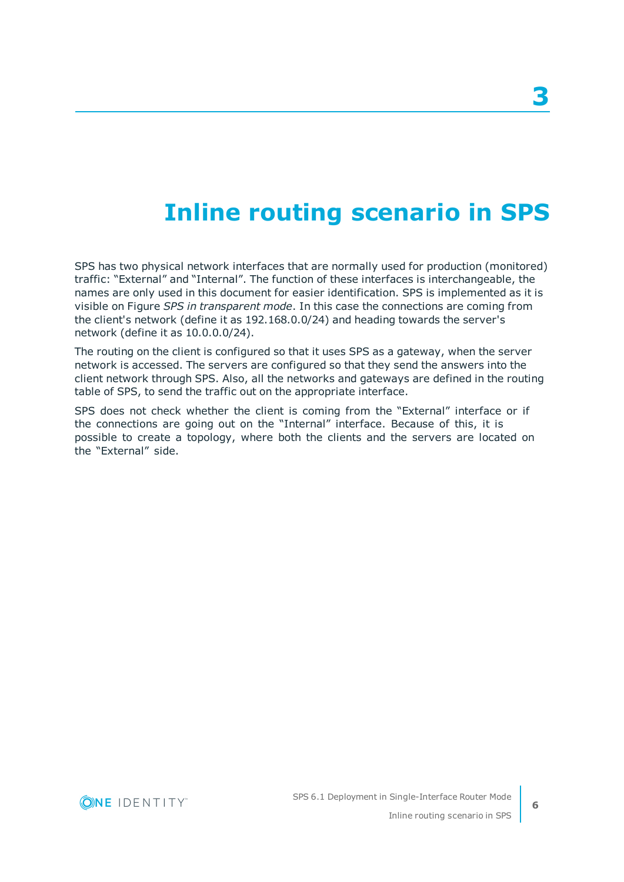# 3

# Inline routing scenario in SPS

SPS has two physical network interfaces that are normally used for production (monitored) traffic: “External” and “Internal”. The function of these interfaces is interchangeable, the names are only used in this document for easier identification. SPS is implemented as it is visible on Figure *SPS in transparent mode*. In this case the connections are coming from the client's network (define it as 192.168.0.0/24) and heading towards the server's network (define it as 10.0.0.0/24).

The routing on the client is configured so that it uses SPS as a gateway, when the server network is accessed. The servers are configured so that they send the answers into the client network through SPS. Also, all the networks and gateways are defined in the routing table of SPS, to send the traffic out on the appropriate interface.

SPS does not check whether the client is coming from the “External” interface or if the connections are going out on the “Internal” interface. Because of this, it is possible to create a topology, where both the clients and the servers are located on the “External” side.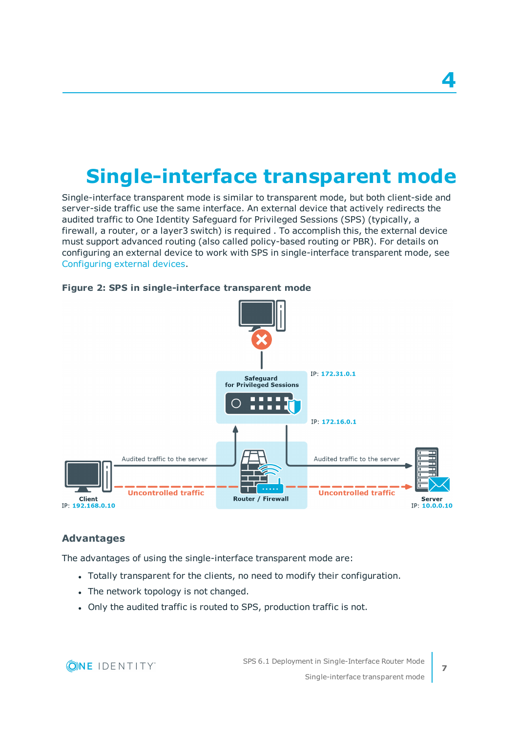# Single-interface transparent mode

Single-interface transparent mode is similar to transparent mode, but both client-side and server-side traffic use the same interface. An external device that actively redirects the audited traffic to One Identity Safeguard for Privileged Sessions (SPS) (typically, a firewall, a router, or a layer3 switch) is required . To accomplish this, the external device must support advanced routing (also called policy-based routing or PBR). For details on configuring an external device to work with SPS in single-interface transparent mode, see Configuring external devices.

**Figure 2: SPS in single-interface transparent mode**

## Advantages

The advantages of using the single-interface transparent mode are:

- Totally transparent for the clients, no need to modify their configuration.
- The network topology is not changed.
- Only the audited traffic is routed to SPS, production traffic is not.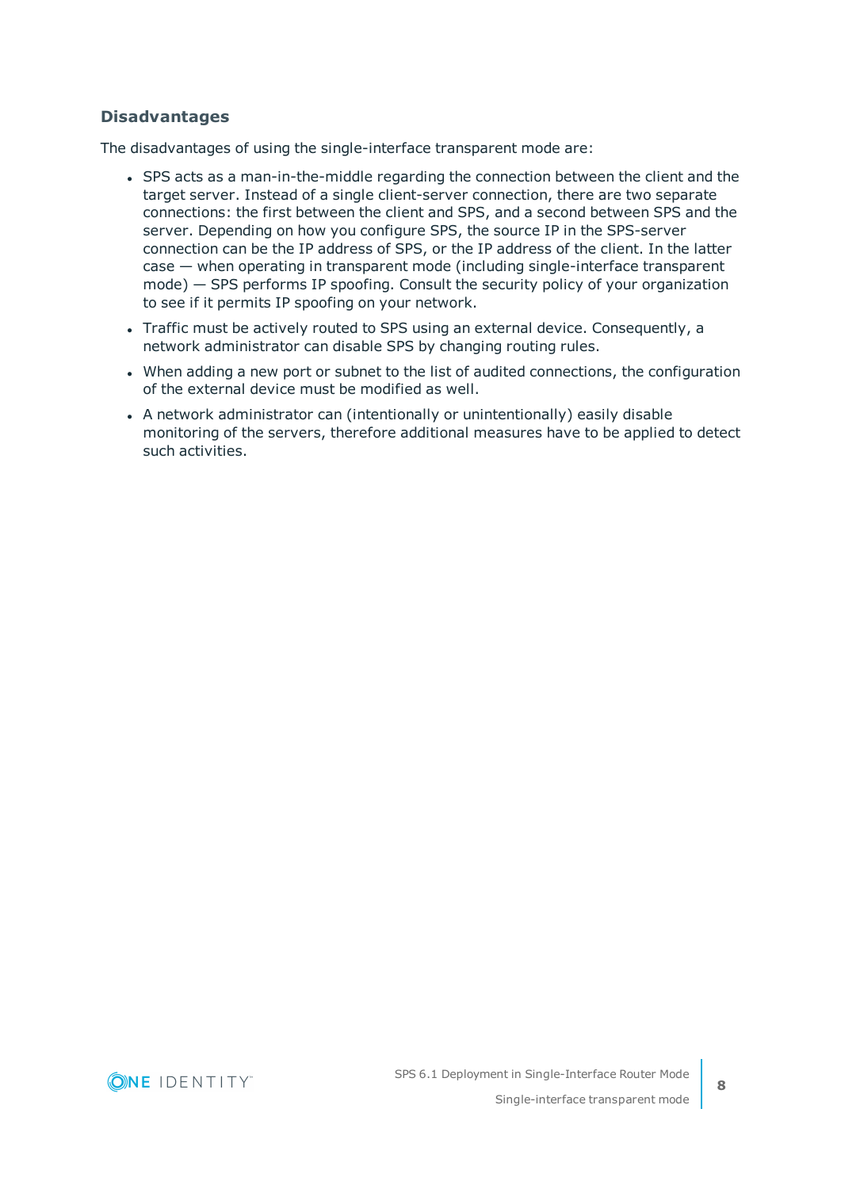### Disadvantages

The disadvantages of using the single-interface transparent mode are:

- SPS acts as a man-in-the-middle regarding the connection between the client and the target server. Instead of a single client-server connection, there are two separate connections: the first between the client and SPS, and a second between SPS and the server. Depending on how you configure SPS, the source IP in the SPS-server connection can be the IP address of SPS, or the IP address of the client. In the latter case — when operating in transparent mode (including single-interface transparent mode) — SPS performs IP spoofing. Consult the security policy of your organization to see if it permits IP spoofing on your network.
- Traffic must be actively routed to SPS using an external device. Consequently, a network administrator can disable SPS by changing routing rules.
- When adding a new port or subnet to the list of audited connections, the configuration of the external device must be modified as well.
- A network administrator can (intentionally or unintentionally) easily disable monitoring of the servers, therefore additional measures have to be applied to detect such activities.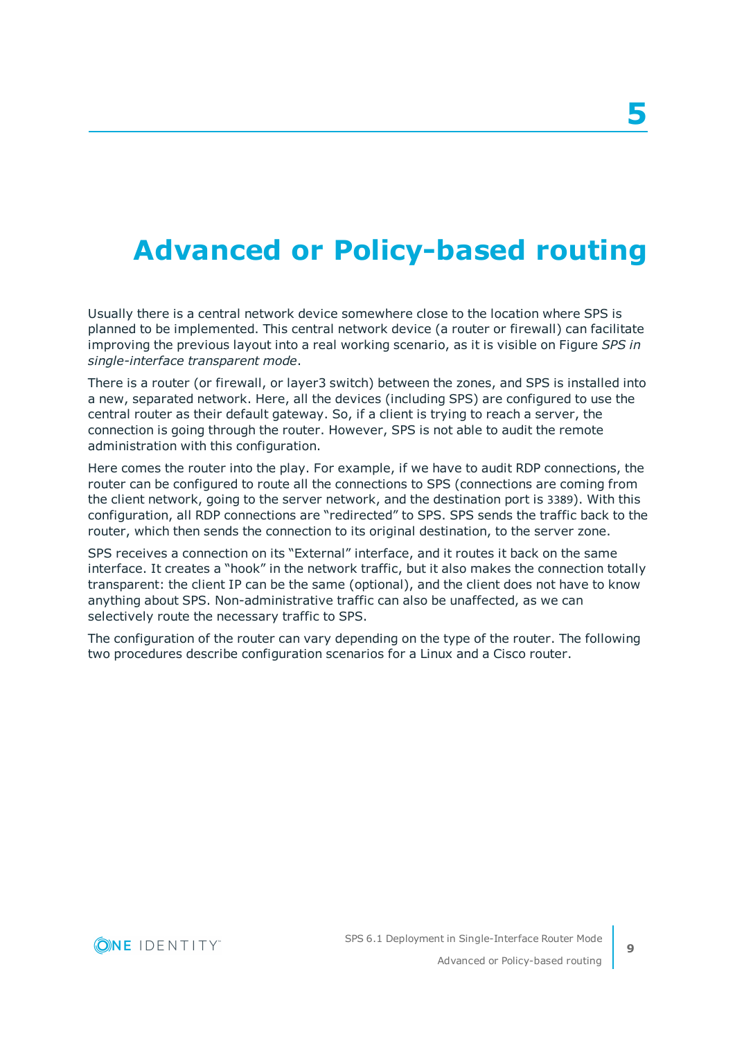# 5 Advanced or Policy-based routing

Usually there is a central network device somewhere close to the location where SPS is planned to be implemented. This central network device (a router or firewall) can facilitate improving the previous layout into a real working scenario, as it is visible on Figure *SPS in single-interface transparent mode*.

There is a router (or firewall, or layer3 switch) between the zones, and SPS is installed into a new, separated network. Here, all the devices (including SPS) are configured to use the central router as their default gateway. So, if a client is trying to reach a server, the connection is going through the router. However, SPS is not able to audit the remote administration with this configuration.

Here comes the router into the play. For example, if we have to audit RDP connections, the router can be configured to route all the connections to SPS (connections are coming from the client network, going to the server network, and the destination port is 3389). With this configuration, all RDP connections are "redirected" to SPS. SPS sends the traffic back to the router, which then sends the connection to its original destination, to the server zone.

SPS receives a connection on its "External" interface, and it routes it back on the same interface. It creates a "hook" in the network traffic, but it also makes the connection totally transparent: the client IP can be the same (optional), and the client does not have to know anything about SPS. Non-administrative traffic can also be unaffected, as we can selectively route the necessary traffic to SPS.

The configuration of the router can vary depending on the type of the router. The following two procedures describe configuration scenarios for a Linux and a Cisco router.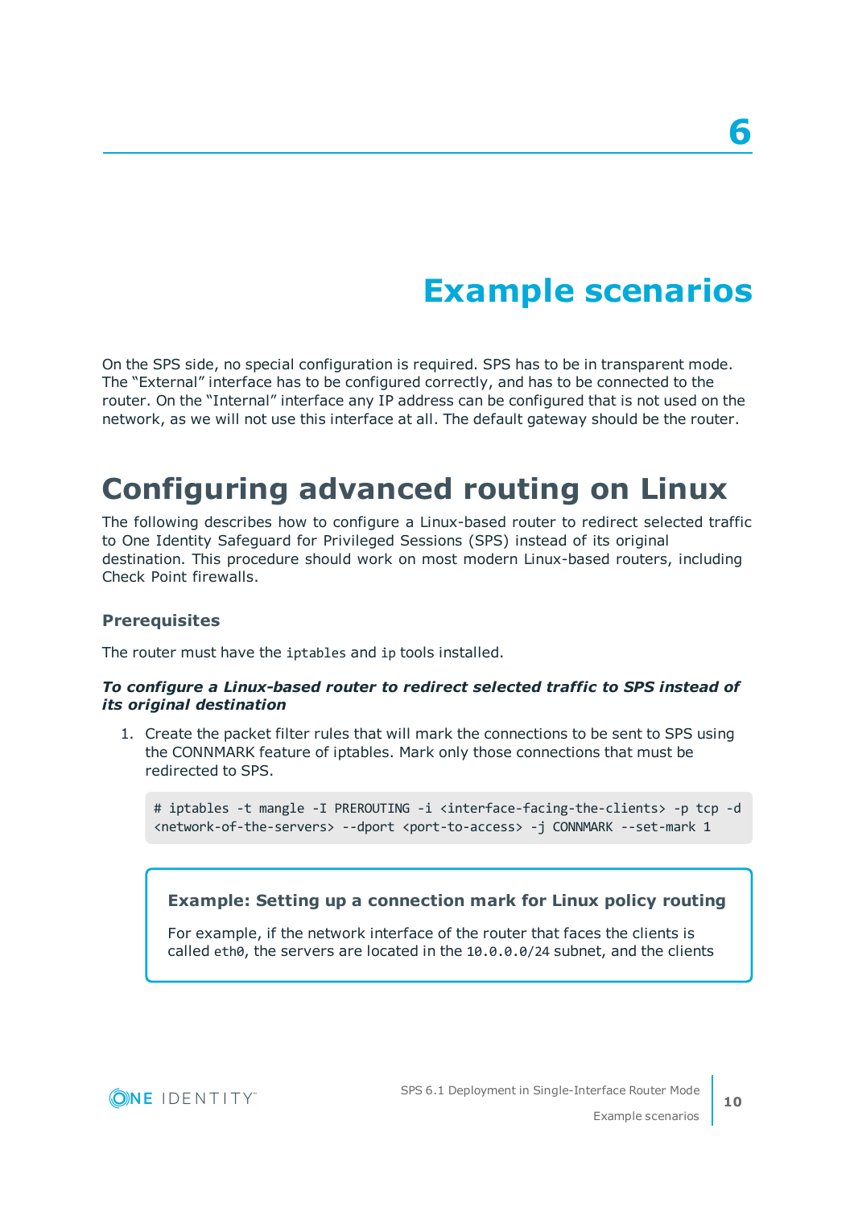# 6

# Example scenarios

On the SPS side, no special configuration is required. SPS has to be in transparent mode. The "External" interface has to be configured correctly, and has to be connected to the router. On the "Internal" interface any IP address can be configured that is not used on the network, as we will not use this interface at all. The default gateway should be the router.

## Configuring advanced routing on Linux

The following describes how to configure a Linux-based router to redirect selected traffic to One Identity Safeguard for Privileged Sessions (SPS) instead of its original destination. This procedure should work on most modern Linux-based routers, including Check Point firewalls.

### Prerequisites

The router must have the `iptables` and `ip` tools installed.

***To configure a Linux-based router to redirect selected traffic to SPS instead of its original destination***

1. Create the packet filter rules that will mark the connections to be sent to SPS using the CONNMARK feature of iptables. Mark only those connections that must be redirected to SPS.

   ```
   # iptables -t mangle -I PREROUTING -i <interface-facing-the-clients> -p tcp -d
   <network-of-the-servers> --dport <port-to-access> -j CONNMARK --set-mark 1
   ```

   **Example: Setting up a connection mark for Linux policy routing**

   For example, if the network interface of the router that faces the clients is called `eth0`, the servers are located in the `10.0.0.0/24` subnet, and the clients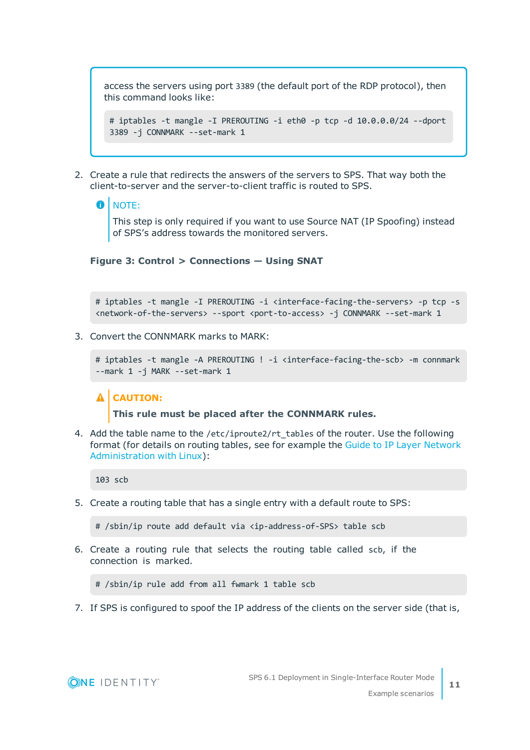access the servers using port 3389 (the default port of the RDP protocol), then this command looks like:

```
# iptables -t mangle -I PREROUTING -i eth0 -p tcp -d 10.0.0.0/24 --dport 3389 -j CONNMARK --set-mark 1
```

2. Create a rule that redirects the answers of the servers to SPS. That way both the client-to-server and the server-to-client traffic is routed to SPS.

   NOTE:

   This step is only required if you want to use Source NAT (IP Spoofing) instead of SPS's address towards the monitored servers.

   **Figure 3: Control > Connections — Using SNAT**

   ```
   # iptables -t mangle -I PREROUTING -i <interface-facing-the-servers> -p tcp -s <network-of-the-servers> --sport <port-to-access> -j CONNMARK --set-mark 1
   ```

3. Convert the CONNMARK marks to MARK:

   ```
   # iptables -t mangle -A PREROUTING ! -i <interface-facing-the-scb> -m connmark --mark 1 -j MARK --set-mark 1
   ```

   **CAUTION:**

   **This rule must be placed after the CONNMARK rules.**

4. Add the table name to the `/etc/iproute2/rt_tables` of the router. Use the following format (for details on routing tables, see for example the Guide to IP Layer Network Administration with Linux):

   ```
   103 scb
   ```

5. Create a routing table that has a single entry with a default route to SPS:

   ```
   # /sbin/ip route add default via <ip-address-of-SPS> table scb
   ```

6. Create a routing rule that selects the routing table called `scb`, if the connection is marked.

   ```
   # /sbin/ip rule add from all fwmark 1 table scb
   ```

7. If SPS is configured to spoof the IP address of the clients on the server side (that is,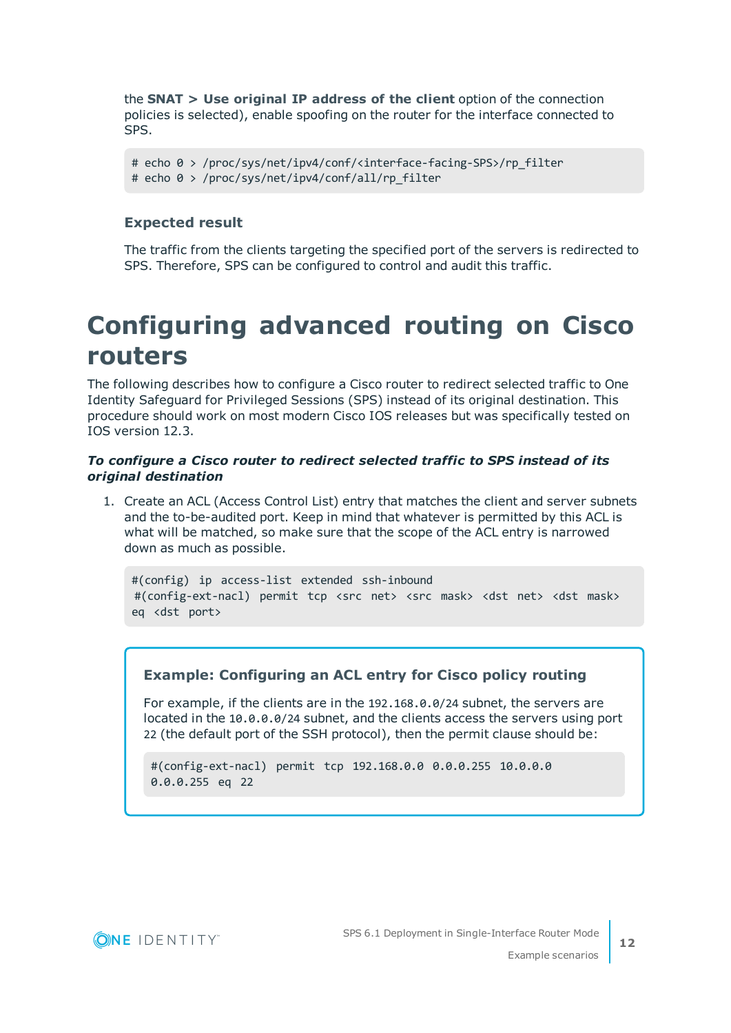the **SNAT > Use original IP address of the client** option of the connection policies is selected), enable spoofing on the router for the interface connected to SPS.

```
# echo 0 > /proc/sys/net/ipv4/conf/<interface-facing-SPS>/rp_filter
# echo 0 > /proc/sys/net/ipv4/conf/all/rp_filter
```

### Expected result

The traffic from the clients targeting the specified port of the servers is redirected to SPS. Therefore, SPS can be configured to control and audit this traffic.

# Configuring advanced routing on Cisco routers

The following describes how to configure a Cisco router to redirect selected traffic to One Identity Safeguard for Privileged Sessions (SPS) instead of its original destination. This procedure should work on most modern Cisco IOS releases but was specifically tested on IOS version 12.3.

***To configure a Cisco router to redirect selected traffic to SPS instead of its original destination***

1. Create an ACL (Access Control List) entry that matches the client and server subnets and the to-be-audited port. Keep in mind that whatever is permitted by this ACL is what will be matched, so make sure that the scope of the ACL entry is narrowed down as much as possible.

   ```
   #(config) ip access-list extended ssh-inbound
    #(config-ext-nacl) permit tcp <src net> <src mask> <dst net> <dst mask>
   eq <dst port>
   ```

   **Example: Configuring an ACL entry for Cisco policy routing**

   For example, if the clients are in the `192.168.0.0/24` subnet, the servers are located in the `10.0.0.0/24` subnet, and the clients access the servers using port `22` (the default port of the SSH protocol), then the permit clause should be:

   ```
   #(config-ext-nacl) permit tcp 192.168.0.0 0.0.0.255 10.0.0.0
   0.0.0.255 eq 22
   ```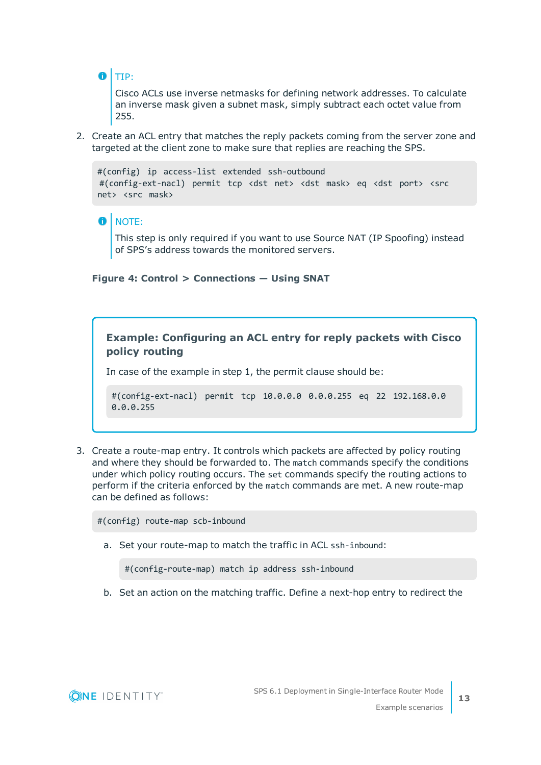> TIP:
>
> Cisco ACLs use inverse netmasks for defining network addresses. To calculate an inverse mask given a subnet mask, simply subtract each octet value from 255.

2. Create an ACL entry that matches the reply packets coming from the server zone and targeted at the client zone to make sure that replies are reaching the SPS.

```
#(config) ip access-list extended ssh-outbound
 #(config-ext-nacl) permit tcp <dst net> <dst mask> eq <dst port> <src
net> <src mask>
```

> NOTE:
>
> This step is only required if you want to use Source NAT (IP Spoofing) instead of SPS's address towards the monitored servers.

**Figure 4: Control > Connections — Using SNAT**

### Example: Configuring an ACL entry for reply packets with Cisco policy routing

In case of the example in step 1, the permit clause should be:

```
#(config-ext-nacl) permit tcp 10.0.0.0 0.0.0.255 eq 22 192.168.0.0
0.0.0.255
```

3. Create a route-map entry. It controls which packets are affected by policy routing and where they should be forwarded to. The `match` commands specify the conditions under which policy routing occurs. The `set` commands specify the routing actions to perform if the criteria enforced by the `match` commands are met. A new route-map can be defined as follows:

```
#(config) route-map scb-inbound
```

   a. Set your route-map to match the traffic in ACL `ssh-inbound`:

   ```
   #(config-route-map) match ip address ssh-inbound
   ```

   b. Set an action on the matching traffic. Define a next-hop entry to redirect the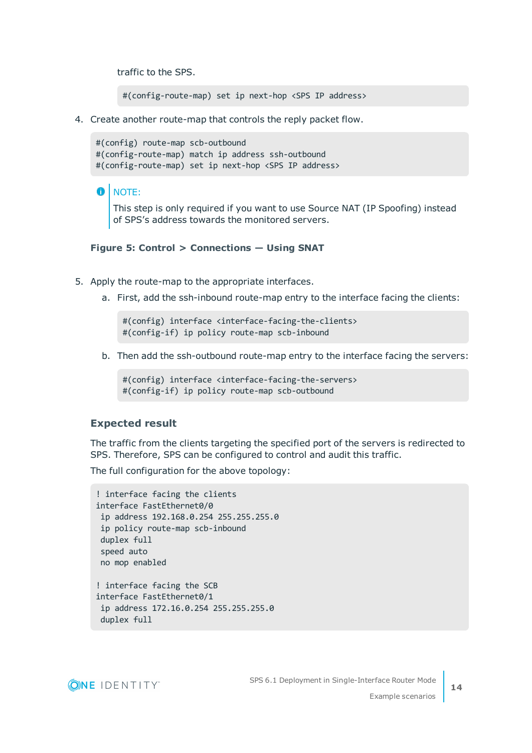traffic to the SPS.

```
#(config-route-map) set ip next-hop <SPS IP address>
```

4. Create another route-map that controls the reply packet flow.

```
#(config) route-map scb-outbound
#(config-route-map) match ip address ssh-outbound
#(config-route-map) set ip next-hop <SPS IP address>
```

> NOTE:
>
> This step is only required if you want to use Source NAT (IP Spoofing) instead of SPS's address towards the monitored servers.

**Figure 5: Control > Connections — Using SNAT**

5. Apply the route-map to the appropriate interfaces.
   a. First, add the ssh-inbound route-map entry to the interface facing the clients:

   ```
   #(config) interface <interface-facing-the-clients>
   #(config-if) ip policy route-map scb-inbound
   ```

   b. Then add the ssh-outbound route-map entry to the interface facing the servers:

   ```
   #(config) interface <interface-facing-the-servers>
   #(config-if) ip policy route-map scb-outbound
   ```

### Expected result

The traffic from the clients targeting the specified port of the servers is redirected to SPS. Therefore, SPS can be configured to control and audit this traffic.

The full configuration for the above topology:

```
! interface facing the clients
interface FastEthernet0/0
 ip address 192.168.0.254 255.255.255.0
 ip policy route-map scb-inbound
 duplex full
 speed auto
 no mop enabled

! interface facing the SCB
interface FastEthernet0/1
 ip address 172.16.0.254 255.255.255.0
 duplex full
```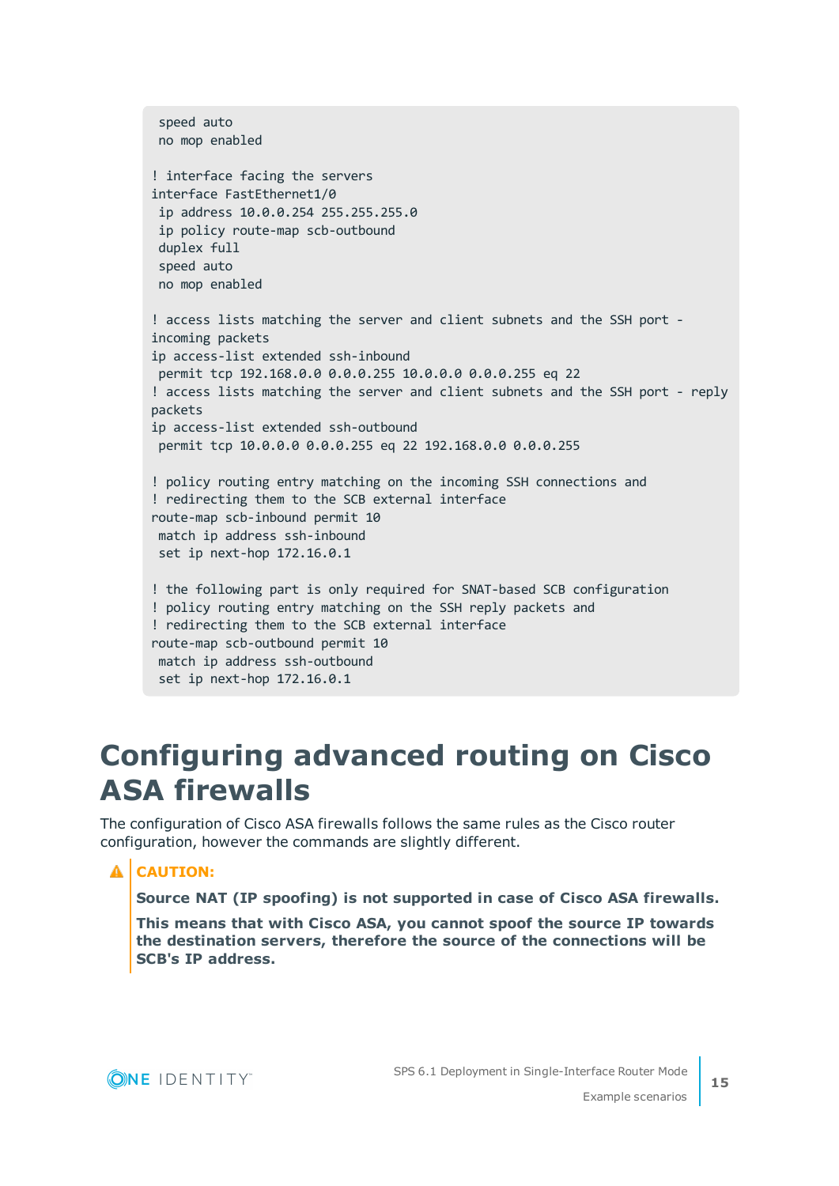```
 speed auto
 no mop enabled

! interface facing the servers
interface FastEthernet1/0
 ip address 10.0.0.254 255.255.255.0
 ip policy route-map scb-outbound
 duplex full
 speed auto
 no mop enabled

! access lists matching the server and client subnets and the SSH port -
incoming packets
ip access-list extended ssh-inbound
 permit tcp 192.168.0.0 0.0.0.255 10.0.0.0 0.0.0.255 eq 22
! access lists matching the server and client subnets and the SSH port - reply
packets
ip access-list extended ssh-outbound
 permit tcp 10.0.0.0 0.0.0.255 eq 22 192.168.0.0 0.0.0.255

! policy routing entry matching on the incoming SSH connections and
! redirecting them to the SCB external interface
route-map scb-inbound permit 10
 match ip address ssh-inbound
 set ip next-hop 172.16.0.1

! the following part is only required for SNAT-based SCB configuration
! policy routing entry matching on the SSH reply packets and
! redirecting them to the SCB external interface
route-map scb-outbound permit 10
 match ip address ssh-outbound
 set ip next-hop 172.16.0.1
```

# Configuring advanced routing on Cisco ASA firewalls

The configuration of Cisco ASA firewalls follows the same rules as the Cisco router configuration, however the commands are slightly different.

> **CAUTION:**
>
> **Source NAT (IP spoofing) is not supported in case of Cisco ASA firewalls.**
>
> **This means that with Cisco ASA, you cannot spoof the source IP towards the destination servers, therefore the source of the connections will be SCB's IP address.**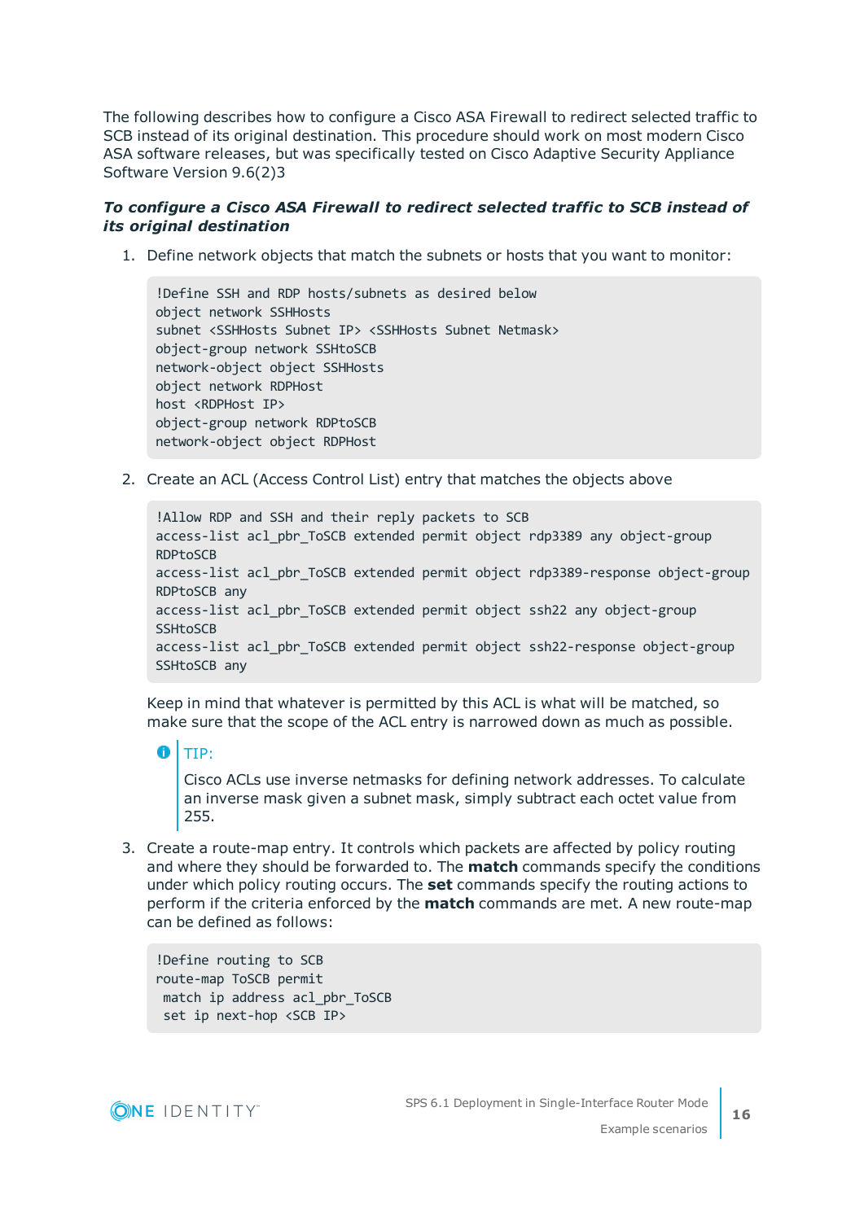The following describes how to configure a Cisco ASA Firewall to redirect selected traffic to SCB instead of its original destination. This procedure should work on most modern Cisco ASA software releases, but was specifically tested on Cisco Adaptive Security Appliance Software Version 9.6(2)3

***To configure a Cisco ASA Firewall to redirect selected traffic to SCB instead of its original destination***

1. Define network objects that match the subnets or hosts that you want to monitor:

   ```
   !Define SSH and RDP hosts/subnets as desired below
   object network SSHHosts
   subnet <SSHHosts Subnet IP> <SSHHosts Subnet Netmask>
   object-group network SSHtoSCB
   network-object object SSHHosts
   object network RDPHost
   host <RDPHost IP>
   object-group network RDPtoSCB
   network-object object RDPHost
   ```

2. Create an ACL (Access Control List) entry that matches the objects above

   ```
   !Allow RDP and SSH and their reply packets to SCB
   access-list acl_pbr_ToSCB extended permit object rdp3389 any object-group
   RDPtoSCB
   access-list acl_pbr_ToSCB extended permit object rdp3389-response object-group
   RDPtoSCB any
   access-list acl_pbr_ToSCB extended permit object ssh22 any object-group
   SSHtoSCB
   access-list acl_pbr_ToSCB extended permit object ssh22-response object-group
   SSHtoSCB any
   ```

   Keep in mind that whatever is permitted by this ACL is what will be matched, so make sure that the scope of the ACL entry is narrowed down as much as possible.

   > TIP:
   >
   > Cisco ACLs use inverse netmasks for defining network addresses. To calculate an inverse mask given a subnet mask, simply subtract each octet value from 255.

3. Create a route-map entry. It controls which packets are affected by policy routing and where they should be forwarded to. The **match** commands specify the conditions under which policy routing occurs. The **set** commands specify the routing actions to perform if the criteria enforced by the **match** commands are met. A new route-map can be defined as follows:

   ```
   !Define routing to SCB
   route-map ToSCB permit
    match ip address acl_pbr_ToSCB
    set ip next-hop <SCB IP>
   ```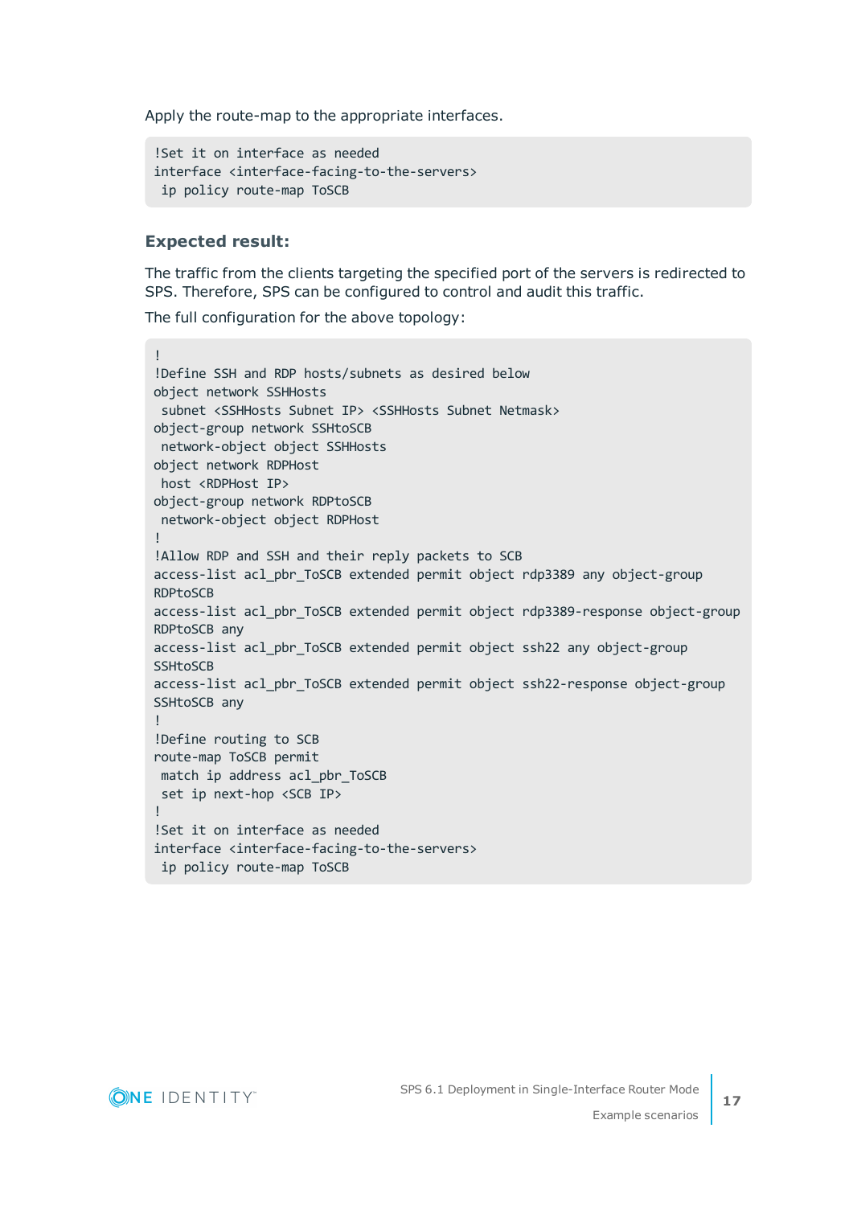Apply the route-map to the appropriate interfaces.

```
!Set it on interface as needed
interface <interface-facing-to-the-servers>
 ip policy route-map ToSCB
```

### Expected result:

The traffic from the clients targeting the specified port of the servers is redirected to SPS. Therefore, SPS can be configured to control and audit this traffic.

The full configuration for the above topology:

```
!
!Define SSH and RDP hosts/subnets as desired below
object network SSHHosts
 subnet <SSHHosts Subnet IP> <SSHHosts Subnet Netmask>
object-group network SSHtoSCB
 network-object object SSHHosts
object network RDPHost
 host <RDPHost IP>
object-group network RDPtoSCB
 network-object object RDPHost
!
!Allow RDP and SSH and their reply packets to SCB
access-list acl_pbr_ToSCB extended permit object rdp3389 any object-group
RDPtoSCB
access-list acl_pbr_ToSCB extended permit object rdp3389-response object-group
RDPtoSCB any
access-list acl_pbr_ToSCB extended permit object ssh22 any object-group
SSHtoSCB
access-list acl_pbr_ToSCB extended permit object ssh22-response object-group
SSHtoSCB any
!
!Define routing to SCB
route-map ToSCB permit
 match ip address acl_pbr_ToSCB
 set ip next-hop <SCB IP>
!
!Set it on interface as needed
interface <interface-facing-to-the-servers>
 ip policy route-map ToSCB
```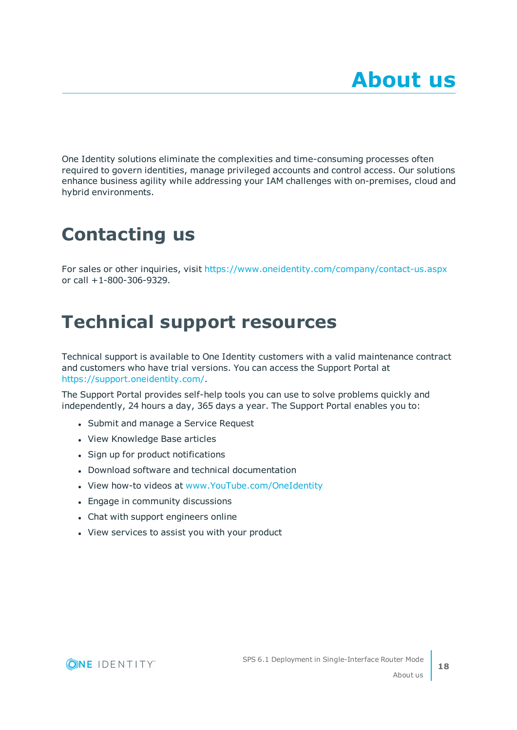# About us

One Identity solutions eliminate the complexities and time-consuming processes often required to govern identities, manage privileged accounts and control access. Our solutions enhance business agility while addressing your IAM challenges with on-premises, cloud and hybrid environments.

## Contacting us

For sales or other inquiries, visit https://www.oneidentity.com/company/contact-us.aspx or call +1-800-306-9329.

## Technical support resources

Technical support is available to One Identity customers with a valid maintenance contract and customers who have trial versions. You can access the Support Portal at https://support.oneidentity.com/.

The Support Portal provides self-help tools you can use to solve problems quickly and independently, 24 hours a day, 365 days a year. The Support Portal enables you to:

- Submit and manage a Service Request
- View Knowledge Base articles
- Sign up for product notifications
- Download software and technical documentation
- View how-to videos at www.YouTube.com/OneIdentity
- Engage in community discussions
- Chat with support engineers online
- View services to assist you with your product